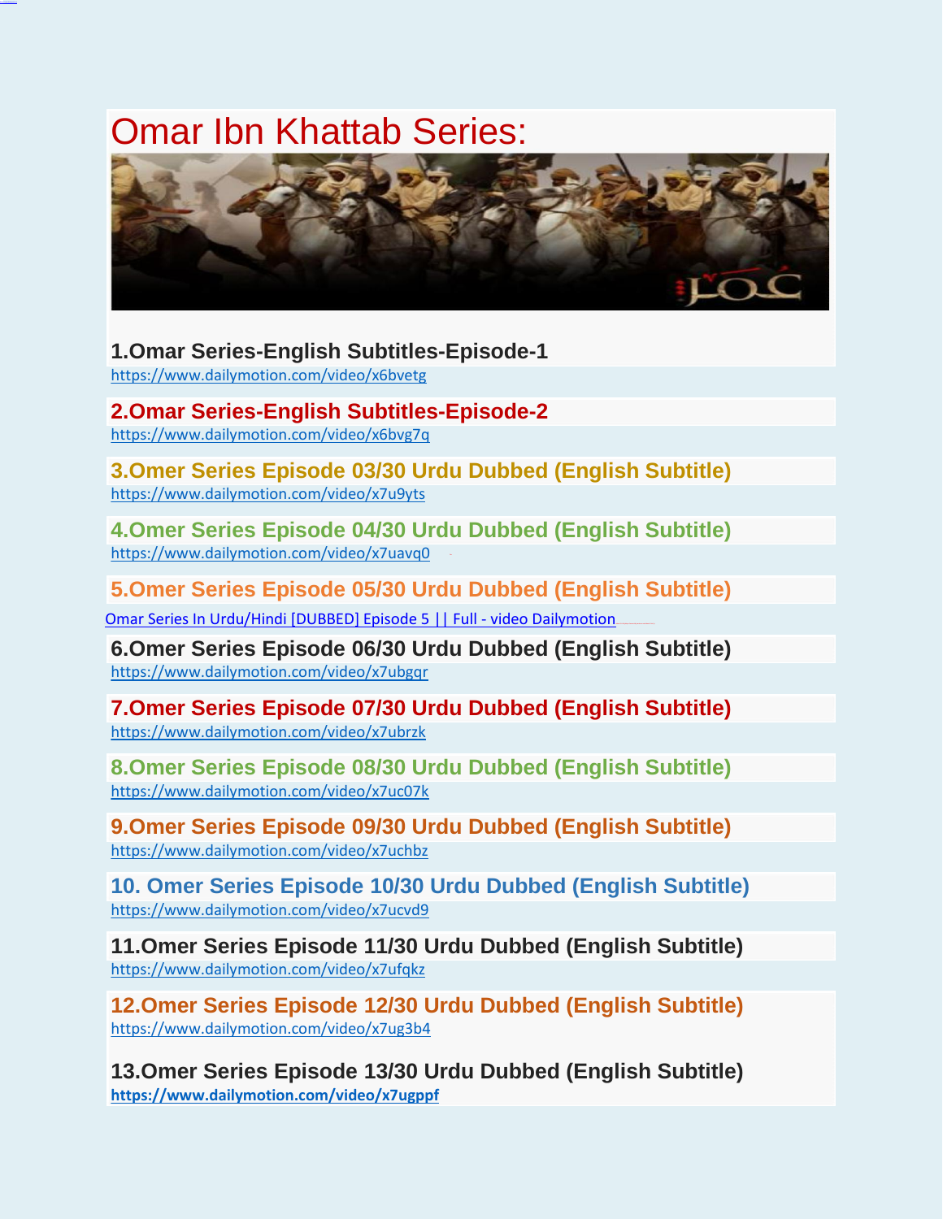# Omar Ibn Khattab Series:

**1.Omar Series-English Subtitles-Episode-1**
https://www.dailymotion.com/video/x6bvetg

**2.Omar Series-English Subtitles-Episode-2**
https://www.dailymotion.com/video/x6bvg7q

**3.Omer Series Episode 03/30 Urdu Dubbed (English Subtitle)**
https://www.dailymotion.com/video/x7u9yts

**4.Omer Series Episode 04/30 Urdu Dubbed (English Subtitle)**
https://www.dailymotion.com/video/x7uavq0

**5.Omer Series Episode 05/30 Urdu Dubbed (English Subtitle)**
Omar Series In Urdu/Hindi [DUBBED] Episode 5 || Full - video Dailymotion

**6.Omer Series Episode 06/30 Urdu Dubbed (English Subtitle)**
https://www.dailymotion.com/video/x7ubgqr

**7.Omer Series Episode 07/30 Urdu Dubbed (English Subtitle)**
https://www.dailymotion.com/video/x7ubrzk

**8.Omer Series Episode 08/30 Urdu Dubbed (English Subtitle)**
https://www.dailymotion.com/video/x7uc07k

**9.Omer Series Episode 09/30 Urdu Dubbed (English Subtitle)**
https://www.dailymotion.com/video/x7uchbz

**10. Omer Series Episode 10/30 Urdu Dubbed (English Subtitle)**
https://www.dailymotion.com/video/x7ucvd9

**11.Omer Series Episode 11/30 Urdu Dubbed (English Subtitle)**
https://www.dailymotion.com/video/x7ufqkz

**12.Omer Series Episode 12/30 Urdu Dubbed (English Subtitle)**
https://www.dailymotion.com/video/x7ug3b4

**13.Omer Series Episode 13/30 Urdu Dubbed (English Subtitle)**
**https://www.dailymotion.com/video/x7ugppf**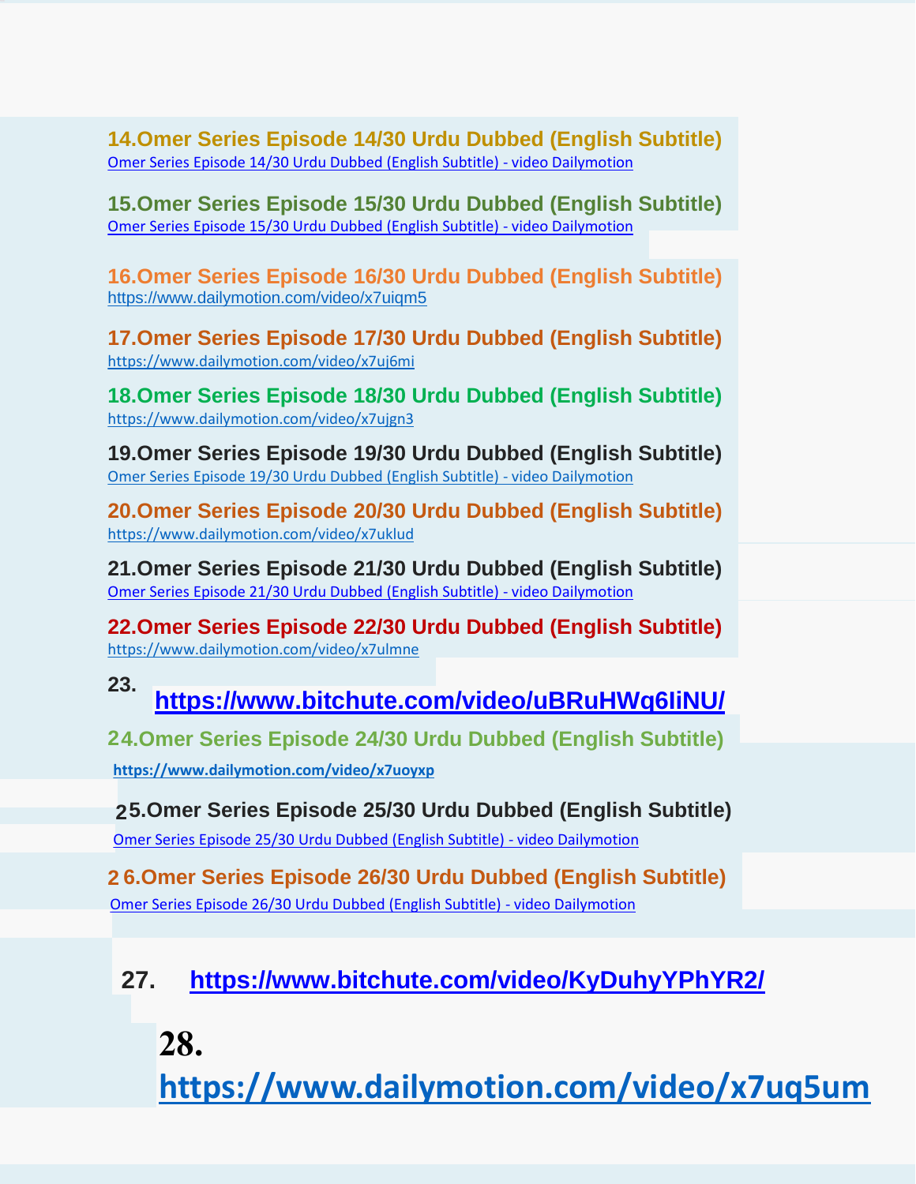**14.Omer Series Episode 14/30 Urdu Dubbed (English Subtitle)**
Omer Series Episode 14/30 Urdu Dubbed (English Subtitle) - video Dailymotion

**15.Omer Series Episode 15/30 Urdu Dubbed (English Subtitle)**
Omer Series Episode 15/30 Urdu Dubbed (English Subtitle) - video Dailymotion

**16.Omer Series Episode 16/30 Urdu Dubbed (English Subtitle)**
https://www.dailymotion.com/video/x7uiqm5

**17.Omer Series Episode 17/30 Urdu Dubbed (English Subtitle)**
https://www.dailymotion.com/video/x7uj6mi

**18.Omer Series Episode 18/30 Urdu Dubbed (English Subtitle)**
https://www.dailymotion.com/video/x7ujgn3

**19.Omer Series Episode 19/30 Urdu Dubbed (English Subtitle)**
Omer Series Episode 19/30 Urdu Dubbed (English Subtitle) - video Dailymotion

**20.Omer Series Episode 20/30 Urdu Dubbed (English Subtitle)**
https://www.dailymotion.com/video/x7uklud

**21.Omer Series Episode 21/30 Urdu Dubbed (English Subtitle)**
Omer Series Episode 21/30 Urdu Dubbed (English Subtitle) - video Dailymotion

**22.Omer Series Episode 22/30 Urdu Dubbed (English Subtitle)**
https://www.dailymotion.com/video/x7ulmne

**23.** **https://www.bitchute.com/video/uBRuHWq6IiNU/**

**24.Omer Series Episode 24/30 Urdu Dubbed (English Subtitle)**
**https://www.dailymotion.com/video/x7uoyxp**

**25.Omer Series Episode 25/30 Urdu Dubbed (English Subtitle)**
Omer Series Episode 25/30 Urdu Dubbed (English Subtitle) - video Dailymotion

**26.Omer Series Episode 26/30 Urdu Dubbed (English Subtitle)**
Omer Series Episode 26/30 Urdu Dubbed (English Subtitle) - video Dailymotion

**27.** **https://www.bitchute.com/video/KyDuhyYPhYR2/**

**28.**
**https://www.dailymotion.com/video/x7uq5um**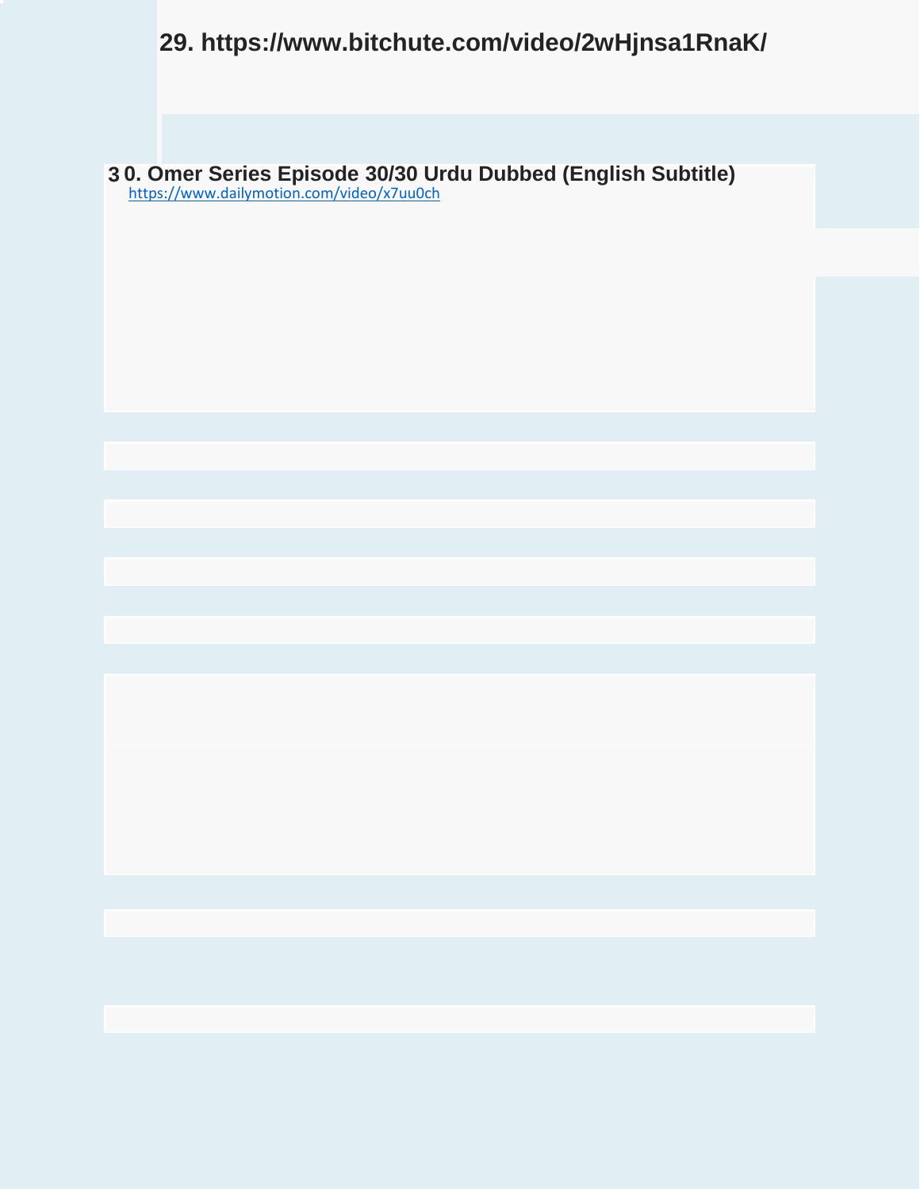**29. https://www.bitchute.com/video/2wHjnsa1RnaK/**

**3 0. Omer Series Episode 30/30 Urdu Dubbed (English Subtitle)**
https://www.dailymotion.com/video/x7uu0ch